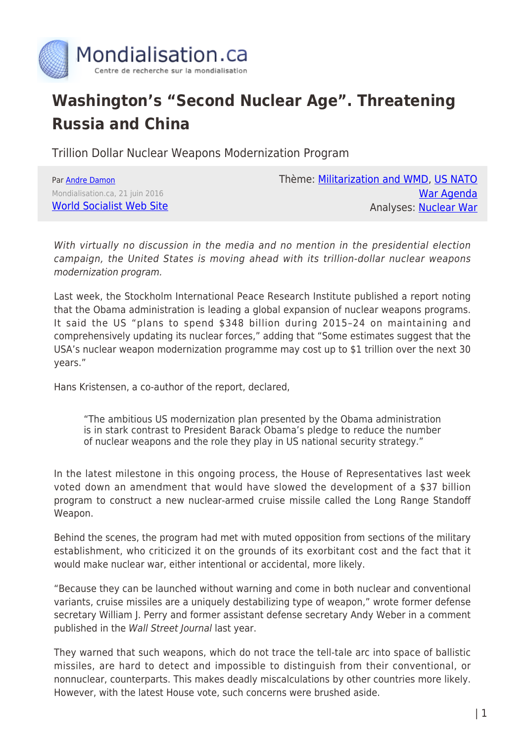Mondialisation.ca
Centre de recherche sur la mondialisation

# Washington's "Second Nuclear Age". Threatening Russia and China

Trillion Dollar Nuclear Weapons Modernization Program

Par [Andre Damon](#)
Mondialisation.ca, 21 juin 2016
[World Socialist Web Site](#)

Thème: [Militarization and WMD](#), [US NATO War Agenda](#)
Analyses: [Nuclear War](#)

*With virtually no discussion in the media and no mention in the presidential election campaign, the United States is moving ahead with its trillion-dollar nuclear weapons modernization program.*

Last week, the Stockholm International Peace Research Institute published a report noting that the Obama administration is leading a global expansion of nuclear weapons programs. It said the US "plans to spend $348 billion during 2015–24 on maintaining and comprehensively updating its nuclear forces," adding that "Some estimates suggest that the USA's nuclear weapon modernization programme may cost up to $1 trillion over the next 30 years."

Hans Kristensen, a co-author of the report, declared,

> "The ambitious US modernization plan presented by the Obama administration is in stark contrast to President Barack Obama's pledge to reduce the number of nuclear weapons and the role they play in US national security strategy."

In the latest milestone in this ongoing process, the House of Representatives last week voted down an amendment that would have slowed the development of a $37 billion program to construct a new nuclear-armed cruise missile called the Long Range Standoff Weapon.

Behind the scenes, the program had met with muted opposition from sections of the military establishment, who criticized it on the grounds of its exorbitant cost and the fact that it would make nuclear war, either intentional or accidental, more likely.

"Because they can be launched without warning and come in both nuclear and conventional variants, cruise missiles are a uniquely destabilizing type of weapon," wrote former defense secretary William J. Perry and former assistant defense secretary Andy Weber in a comment published in the *Wall Street Journal* last year.

They warned that such weapons, which do not trace the tell-tale arc into space of ballistic missiles, are hard to detect and impossible to distinguish from their conventional, or nonnuclear, counterparts. This makes deadly miscalculations by other countries more likely. However, with the latest House vote, such concerns were brushed aside.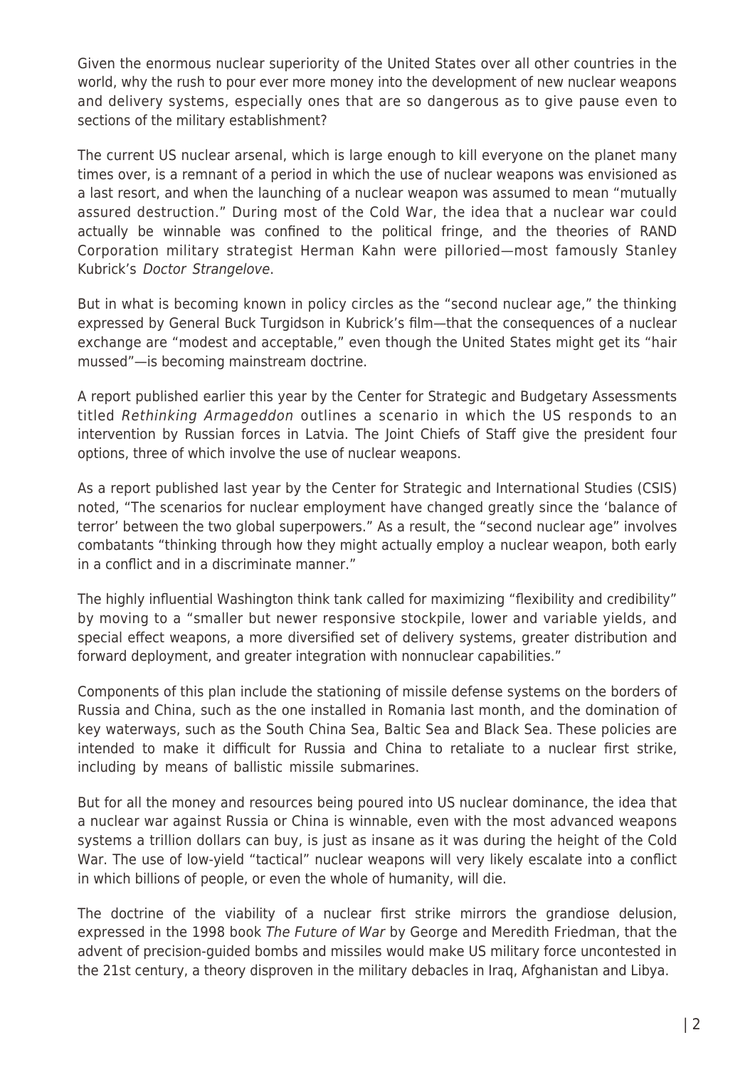Given the enormous nuclear superiority of the United States over all other countries in the world, why the rush to pour ever more money into the development of new nuclear weapons and delivery systems, especially ones that are so dangerous as to give pause even to sections of the military establishment?

The current US nuclear arsenal, which is large enough to kill everyone on the planet many times over, is a remnant of a period in which the use of nuclear weapons was envisioned as a last resort, and when the launching of a nuclear weapon was assumed to mean "mutually assured destruction." During most of the Cold War, the idea that a nuclear war could actually be winnable was confined to the political fringe, and the theories of RAND Corporation military strategist Herman Kahn were pilloried—most famously Stanley Kubrick's *Doctor Strangelove*.

But in what is becoming known in policy circles as the "second nuclear age," the thinking expressed by General Buck Turgidson in Kubrick's film—that the consequences of a nuclear exchange are "modest and acceptable," even though the United States might get its "hair mussed"—is becoming mainstream doctrine.

A report published earlier this year by the Center for Strategic and Budgetary Assessments titled *Rethinking Armageddon* outlines a scenario in which the US responds to an intervention by Russian forces in Latvia. The Joint Chiefs of Staff give the president four options, three of which involve the use of nuclear weapons.

As a report published last year by the Center for Strategic and International Studies (CSIS) noted, "The scenarios for nuclear employment have changed greatly since the 'balance of terror' between the two global superpowers." As a result, the "second nuclear age" involves combatants "thinking through how they might actually employ a nuclear weapon, both early in a conflict and in a discriminate manner."

The highly influential Washington think tank called for maximizing "flexibility and credibility" by moving to a "smaller but newer responsive stockpile, lower and variable yields, and special effect weapons, a more diversified set of delivery systems, greater distribution and forward deployment, and greater integration with nonnuclear capabilities."

Components of this plan include the stationing of missile defense systems on the borders of Russia and China, such as the one installed in Romania last month, and the domination of key waterways, such as the South China Sea, Baltic Sea and Black Sea. These policies are intended to make it difficult for Russia and China to retaliate to a nuclear first strike, including by means of ballistic missile submarines.

But for all the money and resources being poured into US nuclear dominance, the idea that a nuclear war against Russia or China is winnable, even with the most advanced weapons systems a trillion dollars can buy, is just as insane as it was during the height of the Cold War. The use of low-yield "tactical" nuclear weapons will very likely escalate into a conflict in which billions of people, or even the whole of humanity, will die.

The doctrine of the viability of a nuclear first strike mirrors the grandiose delusion, expressed in the 1998 book *The Future of War* by George and Meredith Friedman, that the advent of precision-guided bombs and missiles would make US military force uncontested in the 21st century, a theory disproven in the military debacles in Iraq, Afghanistan and Libya.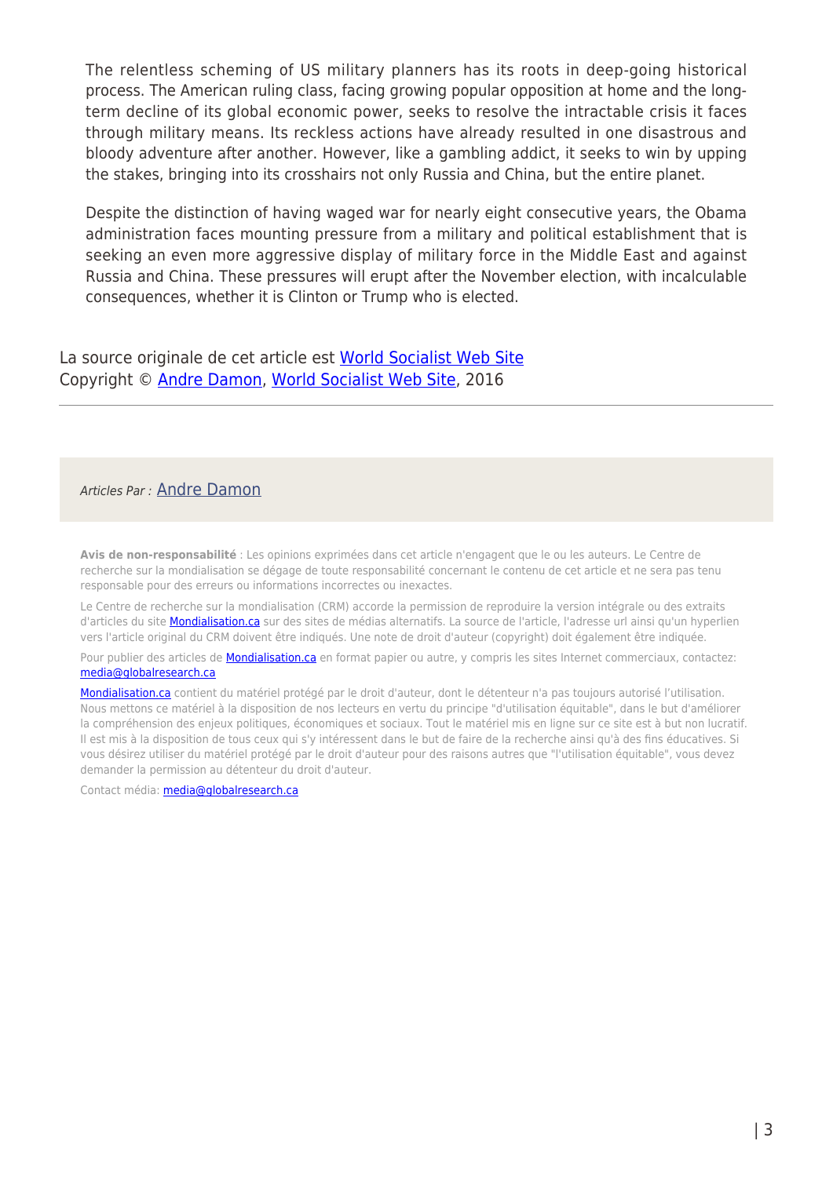The relentless scheming of US military planners has its roots in deep-going historical process. The American ruling class, facing growing popular opposition at home and the long-term decline of its global economic power, seeks to resolve the intractable crisis it faces through military means. Its reckless actions have already resulted in one disastrous and bloody adventure after another. However, like a gambling addict, it seeks to win by upping the stakes, bringing into its crosshairs not only Russia and China, but the entire planet.

Despite the distinction of having waged war for nearly eight consecutive years, the Obama administration faces mounting pressure from a military and political establishment that is seeking an even more aggressive display of military force in the Middle East and against Russia and China. These pressures will erupt after the November election, with incalculable consequences, whether it is Clinton or Trump who is elected.

La source originale de cet article est World Socialist Web Site
Copyright © Andre Damon, World Socialist Web Site, 2016

---

*Articles Par :* Andre Damon

**Avis de non-responsabilité** : Les opinions exprimées dans cet article n'engagent que le ou les auteurs. Le Centre de recherche sur la mondialisation se dégage de toute responsabilité concernant le contenu de cet article et ne sera pas tenu responsable pour des erreurs ou informations incorrectes ou inexactes.

Le Centre de recherche sur la mondialisation (CRM) accorde la permission de reproduire la version intégrale ou des extraits d'articles du site Mondialisation.ca sur des sites de médias alternatifs. La source de l'article, l'adresse url ainsi qu'un hyperlien vers l'article original du CRM doivent être indiqués. Une note de droit d'auteur (copyright) doit également être indiquée.

Pour publier des articles de Mondialisation.ca en format papier ou autre, y compris les sites Internet commerciaux, contactez: media@globalresearch.ca

Mondialisation.ca contient du matériel protégé par le droit d'auteur, dont le détenteur n'a pas toujours autorisé l'utilisation. Nous mettons ce matériel à la disposition de nos lecteurs en vertu du principe "d'utilisation équitable", dans le but d'améliorer la compréhension des enjeux politiques, économiques et sociaux. Tout le matériel mis en ligne sur ce site est à but non lucratif. Il est mis à la disposition de tous ceux qui s'y intéressent dans le but de faire de la recherche ainsi qu'à des fins éducatives. Si vous désirez utiliser du matériel protégé par le droit d'auteur pour des raisons autres que "l'utilisation équitable", vous devez demander la permission au détenteur du droit d'auteur.

Contact média: media@globalresearch.ca